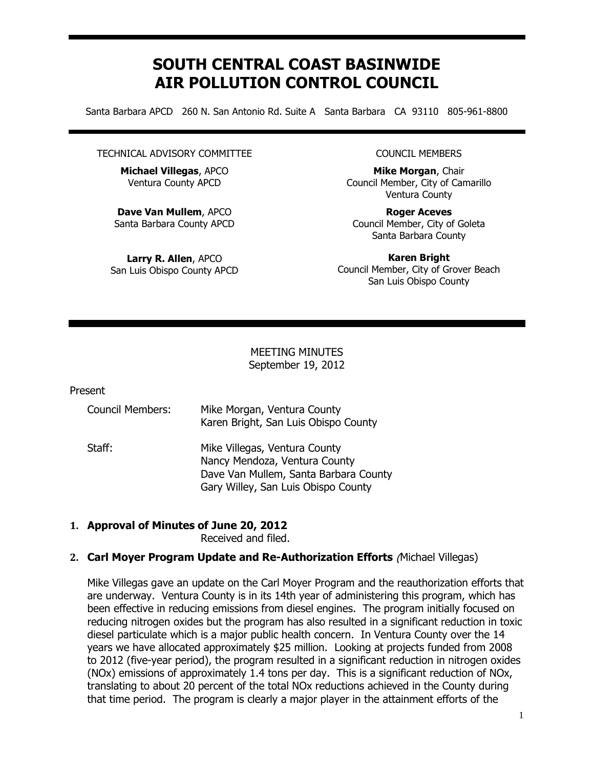# SOUTH CENTRAL COAST BASINWIDE AIR POLLUTION CONTROL COUNCIL

Santa Barbara APCD 260 N. San Antonio Rd. Suite A Santa Barbara CA 93110 805-961-8800

TECHNICAL ADVISORY COMMITTEE

**Michael Villegas**, APCO
Ventura County APCD

**Dave Van Mullem**, APCO
Santa Barbara County APCD

**Larry R. Allen**, APCO
San Luis Obispo County APCD

COUNCIL MEMBERS

**Mike Morgan**, Chair
Council Member, City of Camarillo
Ventura County

**Roger Aceves**
Council Member, City of Goleta
Santa Barbara County

**Karen Bright**
Council Member, City of Grover Beach
San Luis Obispo County

MEETING MINUTES
September 19, 2012

Present

| | |
|---|---|
| Council Members: | Mike Morgan, Ventura County<br>Karen Bright, San Luis Obispo County |
| Staff: | Mike Villegas, Ventura County<br>Nancy Mendoza, Ventura County<br>Dave Van Mullem, Santa Barbara County<br>Gary Willey, San Luis Obispo County |

1. **Approval of Minutes of June 20, 2012**
   Received and filed.

2. **Carl Moyer Program Update and Re-Authorization Efforts** *(*Michael Villegas)

   Mike Villegas gave an update on the Carl Moyer Program and the reauthorization efforts that are underway. Ventura County is in its 14th year of administering this program, which has been effective in reducing emissions from diesel engines. The program initially focused on reducing nitrogen oxides but the program has also resulted in a significant reduction in toxic diesel particulate which is a major public health concern. In Ventura County over the 14 years we have allocated approximately $25 million. Looking at projects funded from 2008 to 2012 (five-year period), the program resulted in a significant reduction in nitrogen oxides (NOx) emissions of approximately 1.4 tons per day. This is a significant reduction of NOx, translating to about 20 percent of the total NOx reductions achieved in the County during that time period. The program is clearly a major player in the attainment efforts of the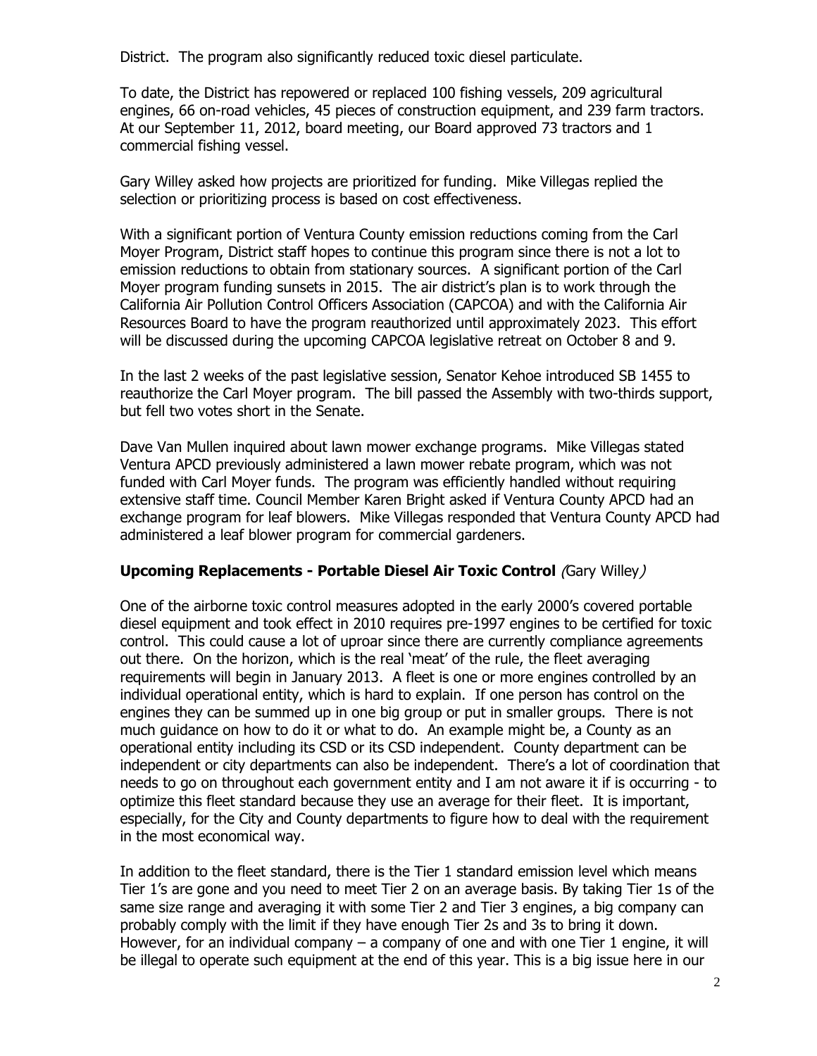District. The program also significantly reduced toxic diesel particulate.

To date, the District has repowered or replaced 100 fishing vessels, 209 agricultural engines, 66 on-road vehicles, 45 pieces of construction equipment, and 239 farm tractors. At our September 11, 2012, board meeting, our Board approved 73 tractors and 1 commercial fishing vessel.

Gary Willey asked how projects are prioritized for funding. Mike Villegas replied the selection or prioritizing process is based on cost effectiveness.

With a significant portion of Ventura County emission reductions coming from the Carl Moyer Program, District staff hopes to continue this program since there is not a lot to emission reductions to obtain from stationary sources. A significant portion of the Carl Moyer program funding sunsets in 2015. The air district's plan is to work through the California Air Pollution Control Officers Association (CAPCOA) and with the California Air Resources Board to have the program reauthorized until approximately 2023. This effort will be discussed during the upcoming CAPCOA legislative retreat on October 8 and 9.

In the last 2 weeks of the past legislative session, Senator Kehoe introduced SB 1455 to reauthorize the Carl Moyer program. The bill passed the Assembly with two-thirds support, but fell two votes short in the Senate.

Dave Van Mullen inquired about lawn mower exchange programs. Mike Villegas stated Ventura APCD previously administered a lawn mower rebate program, which was not funded with Carl Moyer funds. The program was efficiently handled without requiring extensive staff time. Council Member Karen Bright asked if Ventura County APCD had an exchange program for leaf blowers. Mike Villegas responded that Ventura County APCD had administered a leaf blower program for commercial gardeners.

**Upcoming Replacements - Portable Diesel Air Toxic Control** *(Gary Willey)*

One of the airborne toxic control measures adopted in the early 2000's covered portable diesel equipment and took effect in 2010 requires pre-1997 engines to be certified for toxic control. This could cause a lot of uproar since there are currently compliance agreements out there. On the horizon, which is the real 'meat' of the rule, the fleet averaging requirements will begin in January 2013. A fleet is one or more engines controlled by an individual operational entity, which is hard to explain. If one person has control on the engines they can be summed up in one big group or put in smaller groups. There is not much guidance on how to do it or what to do. An example might be, a County as an operational entity including its CSD or its CSD independent. County department can be independent or city departments can also be independent. There's a lot of coordination that needs to go on throughout each government entity and I am not aware it if is occurring - to optimize this fleet standard because they use an average for their fleet. It is important, especially, for the City and County departments to figure how to deal with the requirement in the most economical way.

In addition to the fleet standard, there is the Tier 1 standard emission level which means Tier 1's are gone and you need to meet Tier 2 on an average basis. By taking Tier 1s of the same size range and averaging it with some Tier 2 and Tier 3 engines, a big company can probably comply with the limit if they have enough Tier 2s and 3s to bring it down. However, for an individual company – a company of one and with one Tier 1 engine, it will be illegal to operate such equipment at the end of this year. This is a big issue here in our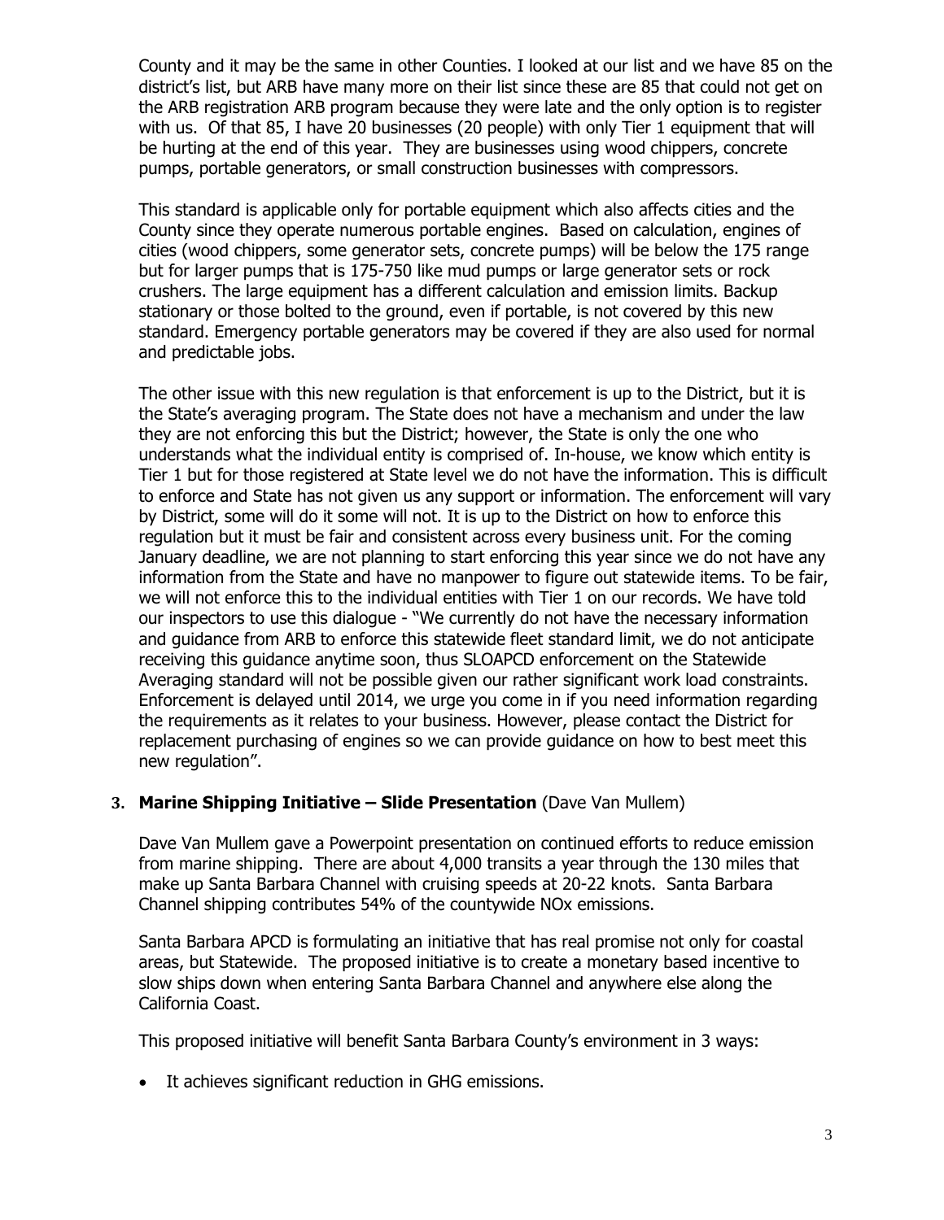County and it may be the same in other Counties. I looked at our list and we have 85 on the district's list, but ARB have many more on their list since these are 85 that could not get on the ARB registration ARB program because they were late and the only option is to register with us. Of that 85, I have 20 businesses (20 people) with only Tier 1 equipment that will be hurting at the end of this year. They are businesses using wood chippers, concrete pumps, portable generators, or small construction businesses with compressors.

This standard is applicable only for portable equipment which also affects cities and the County since they operate numerous portable engines. Based on calculation, engines of cities (wood chippers, some generator sets, concrete pumps) will be below the 175 range but for larger pumps that is 175-750 like mud pumps or large generator sets or rock crushers. The large equipment has a different calculation and emission limits. Backup stationary or those bolted to the ground, even if portable, is not covered by this new standard. Emergency portable generators may be covered if they are also used for normal and predictable jobs.

The other issue with this new regulation is that enforcement is up to the District, but it is the State's averaging program. The State does not have a mechanism and under the law they are not enforcing this but the District; however, the State is only the one who understands what the individual entity is comprised of. In-house, we know which entity is Tier 1 but for those registered at State level we do not have the information. This is difficult to enforce and State has not given us any support or information. The enforcement will vary by District, some will do it some will not. It is up to the District on how to enforce this regulation but it must be fair and consistent across every business unit. For the coming January deadline, we are not planning to start enforcing this year since we do not have any information from the State and have no manpower to figure out statewide items. To be fair, we will not enforce this to the individual entities with Tier 1 on our records. We have told our inspectors to use this dialogue - "We currently do not have the necessary information and guidance from ARB to enforce this statewide fleet standard limit, we do not anticipate receiving this guidance anytime soon, thus SLOAPCD enforcement on the Statewide Averaging standard will not be possible given our rather significant work load constraints. Enforcement is delayed until 2014, we urge you come in if you need information regarding the requirements as it relates to your business. However, please contact the District for replacement purchasing of engines so we can provide guidance on how to best meet this new regulation".

3. **Marine Shipping Initiative – Slide Presentation** (Dave Van Mullem)

Dave Van Mullem gave a Powerpoint presentation on continued efforts to reduce emission from marine shipping. There are about 4,000 transits a year through the 130 miles that make up Santa Barbara Channel with cruising speeds at 20-22 knots. Santa Barbara Channel shipping contributes 54% of the countywide NOx emissions.

Santa Barbara APCD is formulating an initiative that has real promise not only for coastal areas, but Statewide. The proposed initiative is to create a monetary based incentive to slow ships down when entering Santa Barbara Channel and anywhere else along the California Coast.

This proposed initiative will benefit Santa Barbara County's environment in 3 ways:

- It achieves significant reduction in GHG emissions.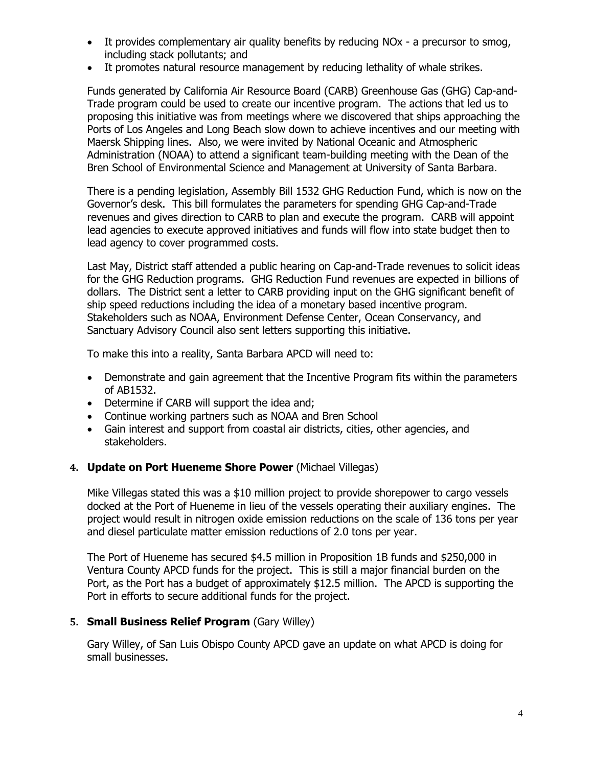- It provides complementary air quality benefits by reducing NOx - a precursor to smog, including stack pollutants; and
- It promotes natural resource management by reducing lethality of whale strikes.

Funds generated by California Air Resource Board (CARB) Greenhouse Gas (GHG) Cap-and-Trade program could be used to create our incentive program. The actions that led us to proposing this initiative was from meetings where we discovered that ships approaching the Ports of Los Angeles and Long Beach slow down to achieve incentives and our meeting with Maersk Shipping lines. Also, we were invited by National Oceanic and Atmospheric Administration (NOAA) to attend a significant team-building meeting with the Dean of the Bren School of Environmental Science and Management at University of Santa Barbara.

There is a pending legislation, Assembly Bill 1532 GHG Reduction Fund, which is now on the Governor's desk. This bill formulates the parameters for spending GHG Cap-and-Trade revenues and gives direction to CARB to plan and execute the program. CARB will appoint lead agencies to execute approved initiatives and funds will flow into state budget then to lead agency to cover programmed costs.

Last May, District staff attended a public hearing on Cap-and-Trade revenues to solicit ideas for the GHG Reduction programs. GHG Reduction Fund revenues are expected in billions of dollars. The District sent a letter to CARB providing input on the GHG significant benefit of ship speed reductions including the idea of a monetary based incentive program. Stakeholders such as NOAA, Environment Defense Center, Ocean Conservancy, and Sanctuary Advisory Council also sent letters supporting this initiative.

To make this into a reality, Santa Barbara APCD will need to:

- Demonstrate and gain agreement that the Incentive Program fits within the parameters of AB1532.
- Determine if CARB will support the idea and;
- Continue working partners such as NOAA and Bren School
- Gain interest and support from coastal air districts, cities, other agencies, and stakeholders.

**4. Update on Port Hueneme Shore Power** (Michael Villegas)

Mike Villegas stated this was a $10 million project to provide shorepower to cargo vessels docked at the Port of Hueneme in lieu of the vessels operating their auxiliary engines. The project would result in nitrogen oxide emission reductions on the scale of 136 tons per year and diesel particulate matter emission reductions of 2.0 tons per year.

The Port of Hueneme has secured $4.5 million in Proposition 1B funds and $250,000 in Ventura County APCD funds for the project. This is still a major financial burden on the Port, as the Port has a budget of approximately $12.5 million. The APCD is supporting the Port in efforts to secure additional funds for the project.

**5. Small Business Relief Program** (Gary Willey)

Gary Willey, of San Luis Obispo County APCD gave an update on what APCD is doing for small businesses.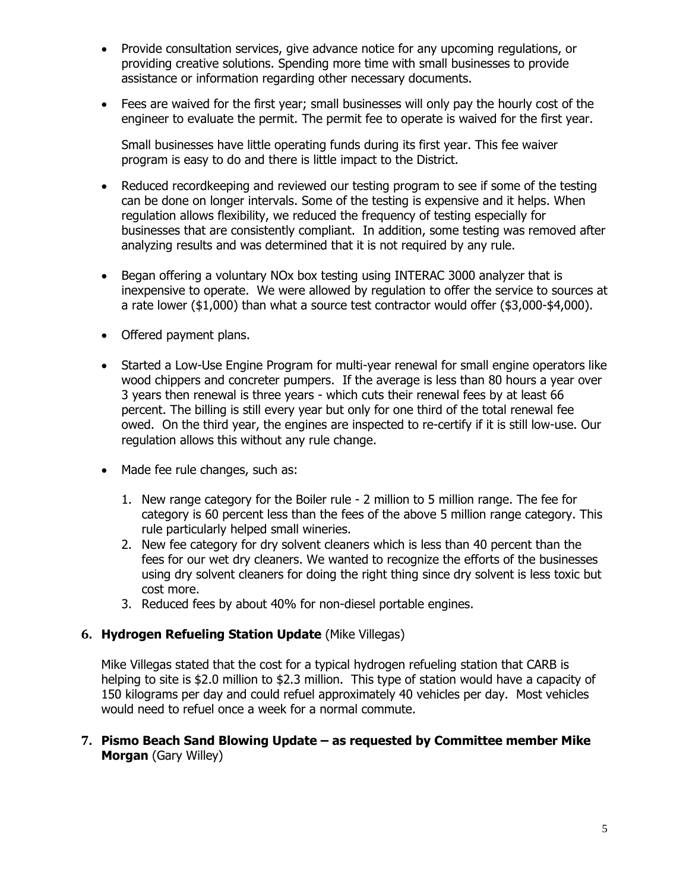- Provide consultation services, give advance notice for any upcoming regulations, or providing creative solutions. Spending more time with small businesses to provide assistance or information regarding other necessary documents.

- Fees are waived for the first year; small businesses will only pay the hourly cost of the engineer to evaluate the permit. The permit fee to operate is waived for the first year.

  Small businesses have little operating funds during its first year. This fee waiver program is easy to do and there is little impact to the District.

- Reduced recordkeeping and reviewed our testing program to see if some of the testing can be done on longer intervals. Some of the testing is expensive and it helps. When regulation allows flexibility, we reduced the frequency of testing especially for businesses that are consistently compliant. In addition, some testing was removed after analyzing results and was determined that it is not required by any rule.

- Began offering a voluntary NOx box testing using INTERAC 3000 analyzer that is inexpensive to operate. We were allowed by regulation to offer the service to sources at a rate lower ($1,000) than what a source test contractor would offer ($3,000-$4,000).

- Offered payment plans.

- Started a Low-Use Engine Program for multi-year renewal for small engine operators like wood chippers and concreter pumpers. If the average is less than 80 hours a year over 3 years then renewal is three years - which cuts their renewal fees by at least 66 percent. The billing is still every year but only for one third of the total renewal fee owed. On the third year, the engines are inspected to re-certify if it is still low-use. Our regulation allows this without any rule change.

- Made fee rule changes, such as:

  1. New range category for the Boiler rule - 2 million to 5 million range. The fee for category is 60 percent less than the fees of the above 5 million range category. This rule particularly helped small wineries.
  2. New fee category for dry solvent cleaners which is less than 40 percent than the fees for our wet dry cleaners. We wanted to recognize the efforts of the businesses using dry solvent cleaners for doing the right thing since dry solvent is less toxic but cost more.
  3. Reduced fees by about 40% for non-diesel portable engines.

## 6. **Hydrogen Refueling Station Update** (Mike Villegas)

Mike Villegas stated that the cost for a typical hydrogen refueling station that CARB is helping to site is $2.0 million to $2.3 million. This type of station would have a capacity of 150 kilograms per day and could refuel approximately 40 vehicles per day. Most vehicles would need to refuel once a week for a normal commute.

## 7. **Pismo Beach Sand Blowing Update – as requested by Committee member Mike Morgan** (Gary Willey)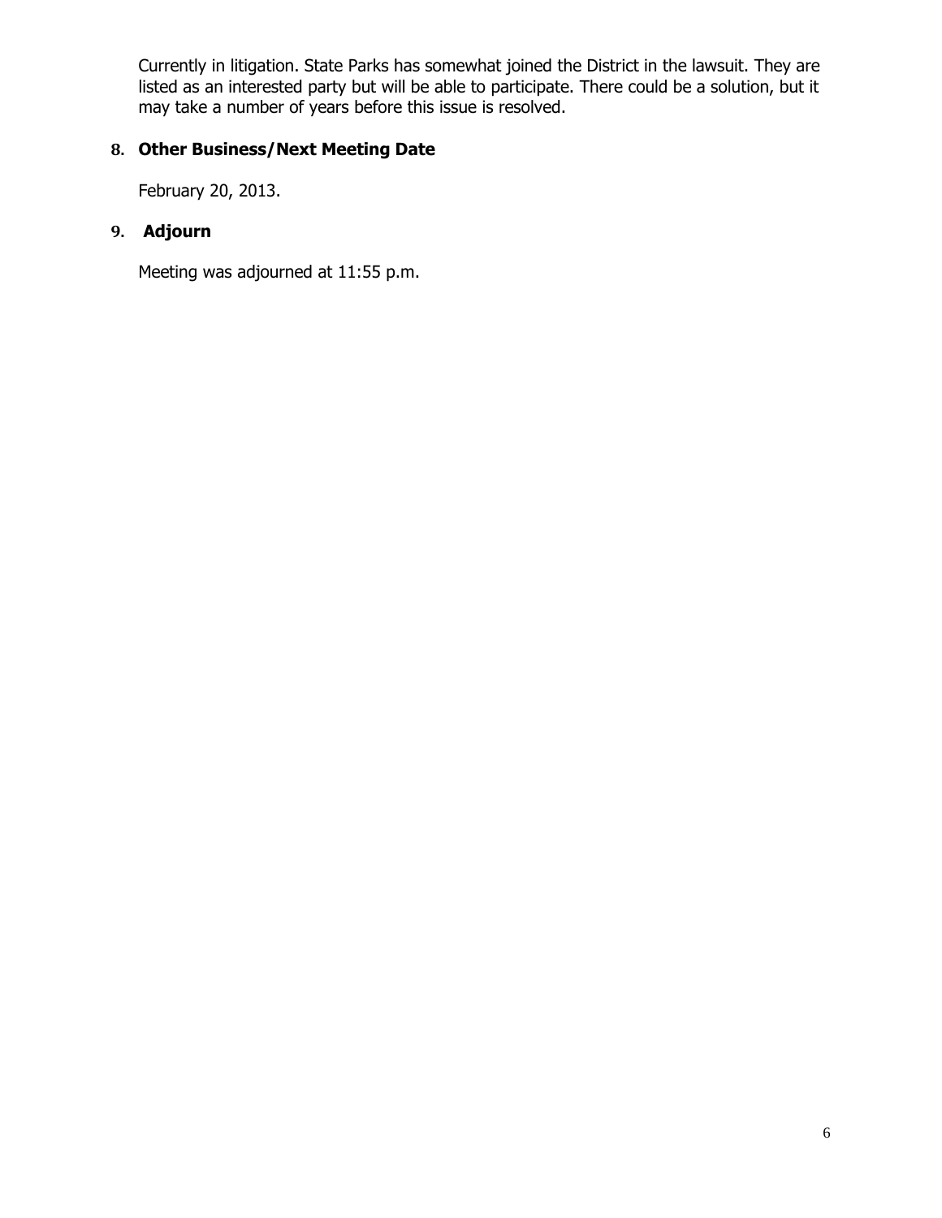Currently in litigation. State Parks has somewhat joined the District in the lawsuit. They are listed as an interested party but will be able to participate. There could be a solution, but it may take a number of years before this issue is resolved.

## 8. Other Business/Next Meeting Date

February 20, 2013.

## 9. Adjourn

Meeting was adjourned at 11:55 p.m.